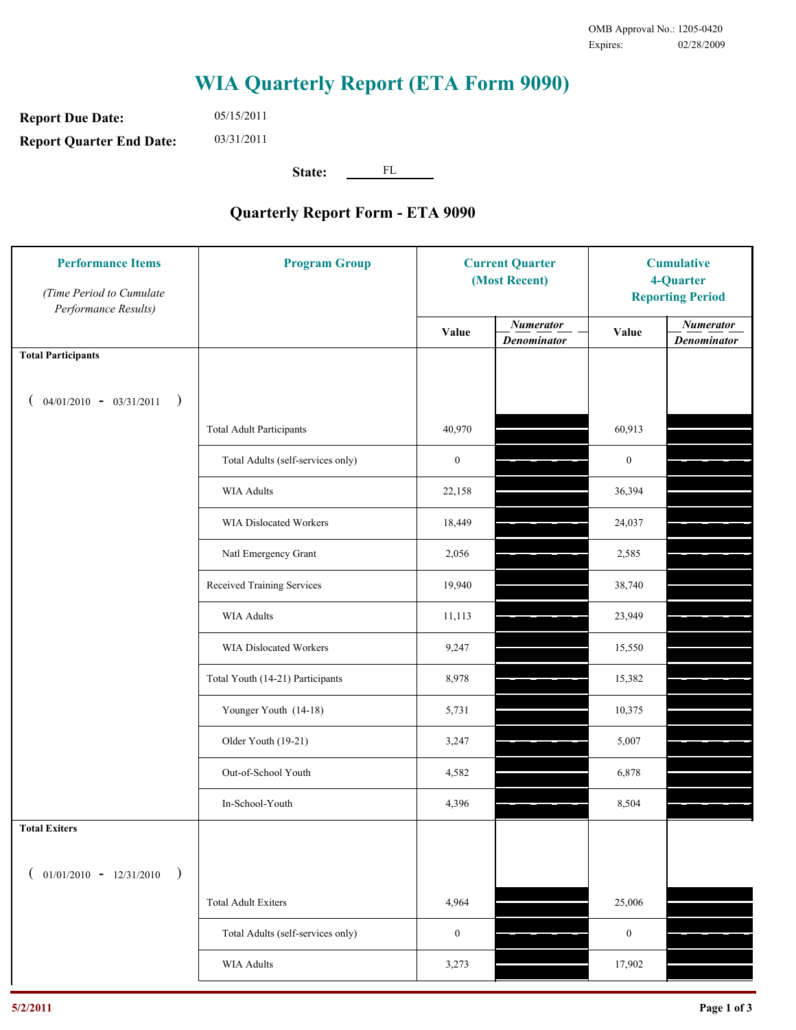OMB Approval No.: 1205-0420
Expires: 02/28/2009

# WIA Quarterly Report (ETA Form 9090)

**Report Due Date:** 05/15/2011

**Report Quarter End Date:** 03/31/2011

**State:** FL

## Quarterly Report Form - ETA 9090

| Performance Items *(Time Period to Cumulate Performance Results)* | Program Group | Current Quarter (Most Recent) | | Cumulative 4-Quarter Reporting Period | |
|---|---|---|---|---|---|
| | | Value | *Numerator* / *Denominator* | Value | *Numerator* / *Denominator* |
| **Total Participants** ( 04/01/2010 - 03/31/2011 ) | | | | | |
| | Total Adult Participants | 40,970 | | 60,913 | |
| | Total Adults (self-services only) | 0 | | 0 | |
| | WIA Adults | 22,158 | | 36,394 | |
| | WIA Dislocated Workers | 18,449 | | 24,037 | |
| | Natl Emergency Grant | 2,056 | | 2,585 | |
| | Received Training Services | 19,940 | | 38,740 | |
| | WIA Adults | 11,113 | | 23,949 | |
| | WIA Dislocated Workers | 9,247 | | 15,550 | |
| | Total Youth (14-21) Participants | 8,978 | | 15,382 | |
| | Younger Youth (14-18) | 5,731 | | 10,375 | |
| | Older Youth (19-21) | 3,247 | | 5,007 | |
| | Out-of-School Youth | 4,582 | | 6,878 | |
| | In-School-Youth | 4,396 | | 8,504 | |
| **Total Exiters** ( 01/01/2010 - 12/31/2010 ) | | | | | |
| | Total Adult Exiters | 4,964 | | 25,006 | |
| | Total Adults (self-services only) | 0 | | 0 | |
| | WIA Adults | 3,273 | | 17,902 | |

5/2/2011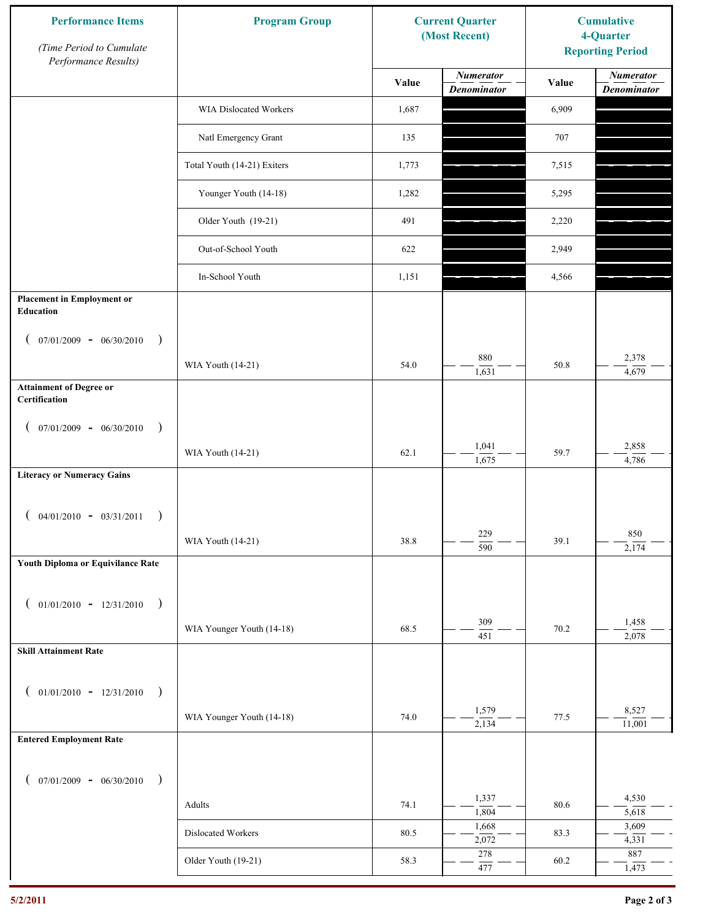| Performance Items *(Time Period to Cumulate Performance Results)* | Program Group | Current Quarter (Most Recent) | | Cumulative 4-Quarter Reporting Period | |
|---|---|---|---|---|---|
| | | Value | *Numerator* / *Denominator* | Value | *Numerator* / *Denominator* |
| | WIA Dislocated Workers | 1,687 | | 6,909 | |
| | Natl Emergency Grant | 135 | | 707 | |
| | Total Youth (14-21) Exiters | 1,773 | | 7,515 | |
| | Younger Youth (14-18) | 1,282 | | 5,295 | |
| | Older Youth (19-21) | 491 | | 2,220 | |
| | Out-of-School Youth | 622 | | 2,949 | |
| | In-School Youth | 1,151 | | 4,566 | |
| **Placement in Employment or Education** ( 07/01/2009 - 06/30/2010 ) | WIA Youth (14-21) | 54.0 | 880 / 1,631 | 50.8 | 2,378 / 4,679 |
| **Attainment of Degree or Certification** ( 07/01/2009 - 06/30/2010 ) | WIA Youth (14-21) | 62.1 | 1,041 / 1,675 | 59.7 | 2,858 / 4,786 |
| **Literacy or Numeracy Gains** ( 04/01/2010 - 03/31/2011 ) | WIA Youth (14-21) | 38.8 | 229 / 590 | 39.1 | 850 / 2,174 |
| **Youth Diploma or Equivilance Rate** ( 01/01/2010 - 12/31/2010 ) | WIA Younger Youth (14-18) | 68.5 | 309 / 451 | 70.2 | 1,458 / 2,078 |
| **Skill Attainment Rate** ( 01/01/2010 - 12/31/2010 ) | WIA Younger Youth (14-18) | 74.0 | 1,579 / 2,134 | 77.5 | 8,527 / 11,001 |
| **Entered Employment Rate** ( 07/01/2009 - 06/30/2010 ) | Adults | 74.1 | 1,337 / 1,804 | 80.6 | 4,530 / 5,618 |
| | Dislocated Workers | 80.5 | 1,668 / 2,072 | 83.3 | 3,609 / 4,331 |
| | Older Youth (19-21) | 58.3 | 278 / 477 | 60.2 | 887 / 1,473 |

5/2/2011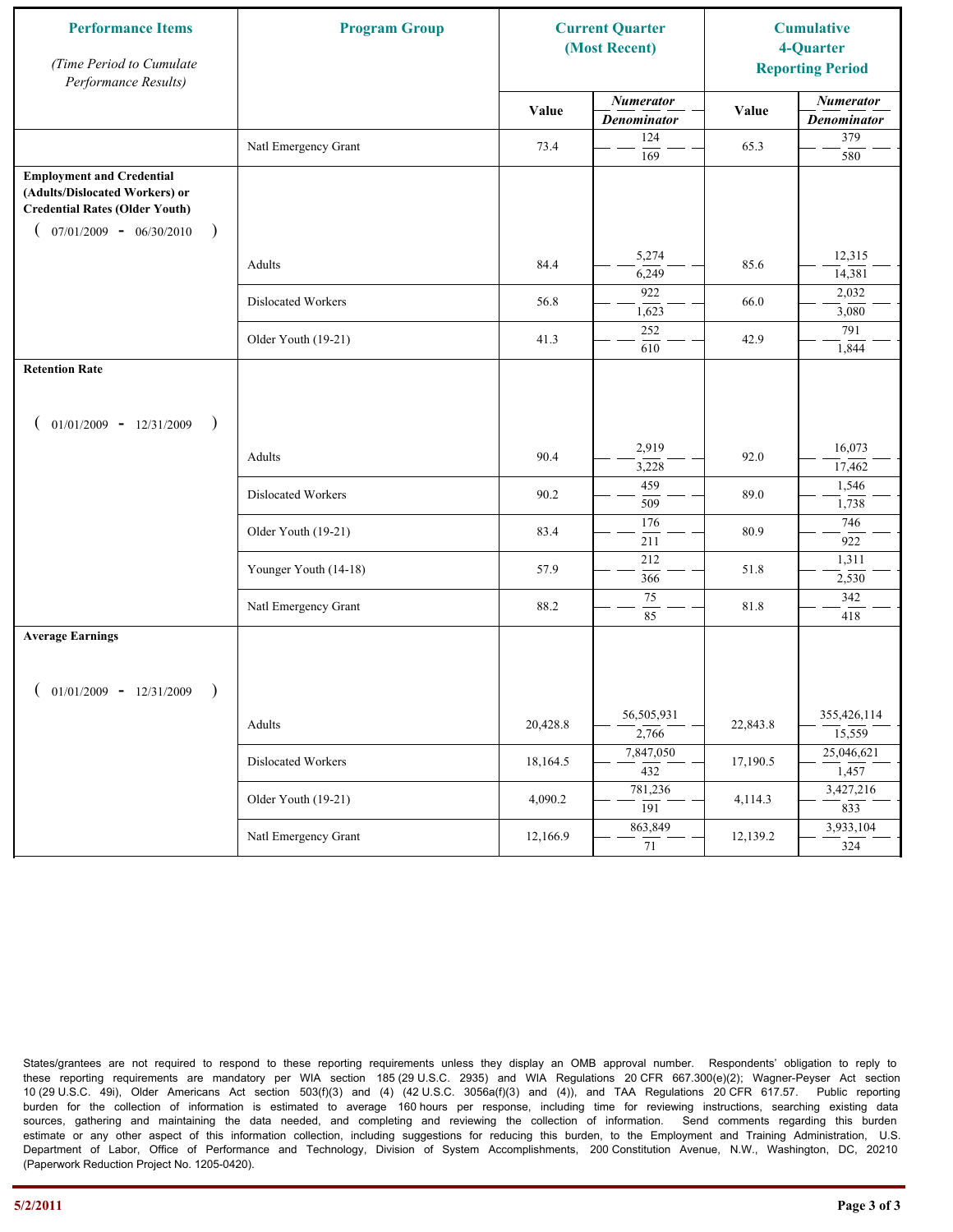| Performance Items *(Time Period to Cumulate Performance Results)* | Program Group | Current Quarter (Most Recent) | | Cumulative 4-Quarter Reporting Period | |
|---|---|---|---|---|---|
| | | Value | *Numerator* / *Denominator* | Value | *Numerator* / *Denominator* |
| | Natl Emergency Grant | 73.4 | 124 / 169 | 65.3 | 379 / 580 |
| **Employment and Credential (Adults/Dislocated Workers) or Credential Rates (Older Youth)** ( 07/01/2009 - 06/30/2010 ) | | | | | |
| | Adults | 84.4 | 5,274 / 6,249 | 85.6 | 12,315 / 14,381 |
| | Dislocated Workers | 56.8 | 922 / 1,623 | 66.0 | 2,032 / 3,080 |
| | Older Youth (19-21) | 41.3 | 252 / 610 | 42.9 | 791 / 1,844 |
| **Retention Rate** ( 01/01/2009 - 12/31/2009 ) | | | | | |
| | Adults | 90.4 | 2,919 / 3,228 | 92.0 | 16,073 / 17,462 |
| | Dislocated Workers | 90.2 | 459 / 509 | 89.0 | 1,546 / 1,738 |
| | Older Youth (19-21) | 83.4 | 176 / 211 | 80.9 | 746 / 922 |
| | Younger Youth (14-18) | 57.9 | 212 / 366 | 51.8 | 1,311 / 2,530 |
| | Natl Emergency Grant | 88.2 | 75 / 85 | 81.8 | 342 / 418 |
| **Average Earnings** ( 01/01/2009 - 12/31/2009 ) | | | | | |
| | Adults | 20,428.8 | 56,505,931 / 2,766 | 22,843.8 | 355,426,114 / 15,559 |
| | Dislocated Workers | 18,164.5 | 7,847,050 / 432 | 17,190.5 | 25,046,621 / 1,457 |
| | Older Youth (19-21) | 4,090.2 | 781,236 / 191 | 4,114.3 | 3,427,216 / 833 |
| | Natl Emergency Grant | 12,166.9 | 863,849 / 71 | 12,139.2 | 3,933,104 / 324 |

States/grantees are not required to respond to these reporting requirements unless they display an OMB approval number. Respondents' obligation to reply to these reporting requirements are mandatory per WIA section 185 (29 U.S.C. 2935) and WIA Regulations 20 CFR 667.300(e)(2); Wagner-Peyser Act section 10 (29 U.S.C. 49i), Older Americans Act section 503(f)(3) and (4) (42 U.S.C. 3056a(f)(3) and (4)), and TAA Regulations 20 CFR 617.57. Public reporting burden for the collection of information is estimated to average 160 hours per response, including time for reviewing instructions, searching existing data sources, gathering and maintaining the data needed, and completing and reviewing the collection of information. Send comments regarding this burden estimate or any other aspect of this information collection, including suggestions for reducing this burden, to the Employment and Training Administration, U.S. Department of Labor, Office of Performance and Technology, Division of System Accomplishments, 200 Constitution Avenue, N.W., Washington, DC, 20210 (Paperwork Reduction Project No. 1205-0420).

5/2/2011